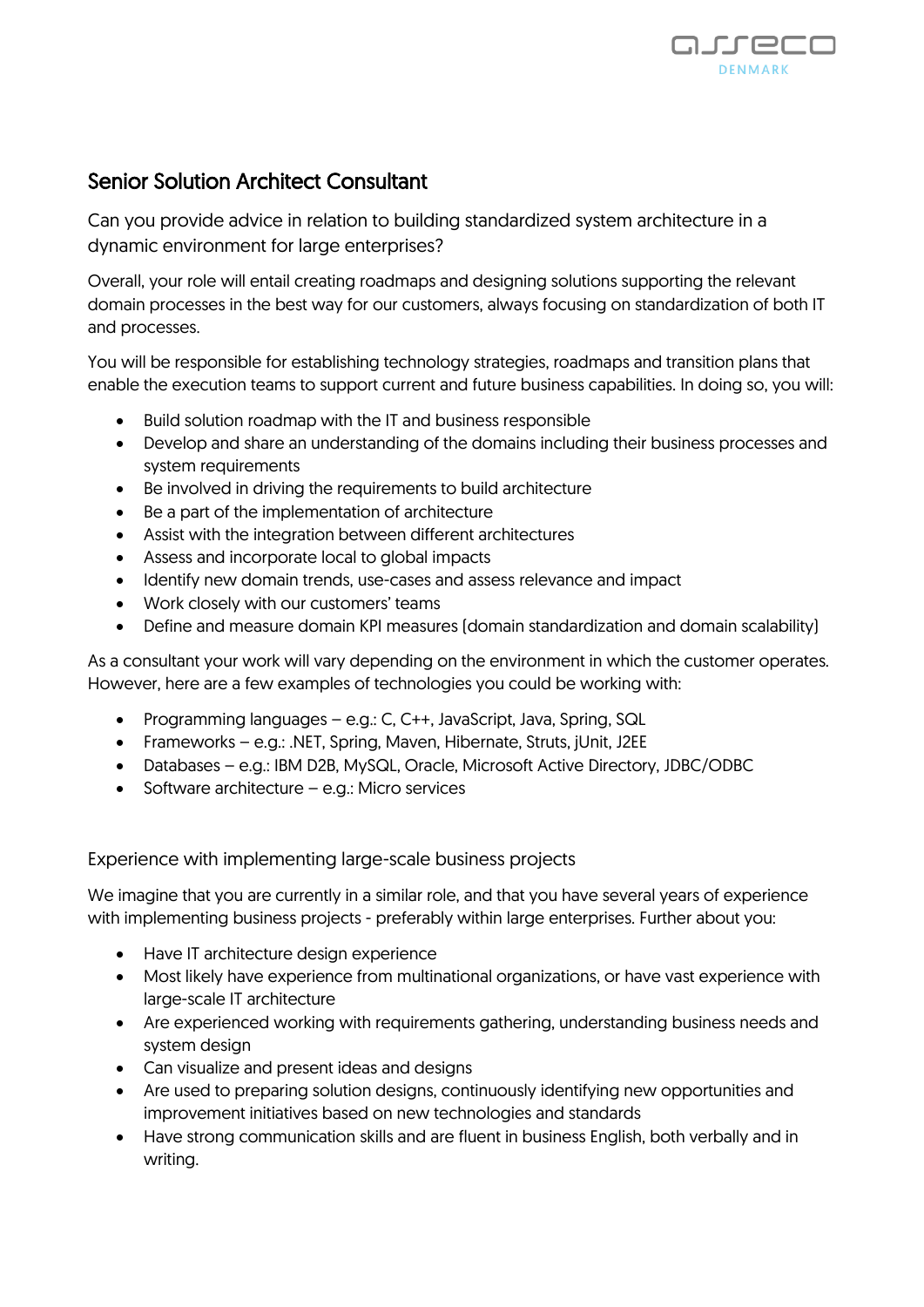# Senior Solution Architect Consultant

## Can you provide advice in relation to building standardized system architecture in a dynamic environment for large enterprises?

Overall, your role will entail creating roadmaps and designing solutions supporting the relevant domain processes in the best way for our customers, always focusing on standardization of both IT and processes.

You will be responsible for establishing technology strategies, roadmaps and transition plans that enable the execution teams to support current and future business capabilities. In doing so, you will:

- Build solution roadmap with the IT and business responsible
- Develop and share an understanding of the domains including their business processes and system requirements
- Be involved in driving the requirements to build architecture
- Be a part of the implementation of architecture
- Assist with the integration between different architectures
- Assess and incorporate local to global impacts
- Identify new domain trends, use-cases and assess relevance and impact
- Work closely with our customers' teams
- Define and measure domain KPI measures (domain standardization and domain scalability)

As a consultant your work will vary depending on the environment in which the customer operates. However, here are a few examples of technologies you could be working with:

- Programming languages – e.g.: C, C++, JavaScript, Java, Spring, SQL
- Frameworks – e.g.: .NET, Spring, Maven, Hibernate, Struts, jUnit, J2EE
- Databases – e.g.: IBM D2B, MySQL, Oracle, Microsoft Active Directory, JDBC/ODBC
- Software architecture – e.g.: Micro services

## Experience with implementing large-scale business projects

We imagine that you are currently in a similar role, and that you have several years of experience with implementing business projects - preferably within large enterprises. Further about you:

- Have IT architecture design experience
- Most likely have experience from multinational organizations, or have vast experience with large-scale IT architecture
- Are experienced working with requirements gathering, understanding business needs and system design
- Can visualize and present ideas and designs
- Are used to preparing solution designs, continuously identifying new opportunities and improvement initiatives based on new technologies and standards
- Have strong communication skills and are fluent in business English, both verbally and in writing.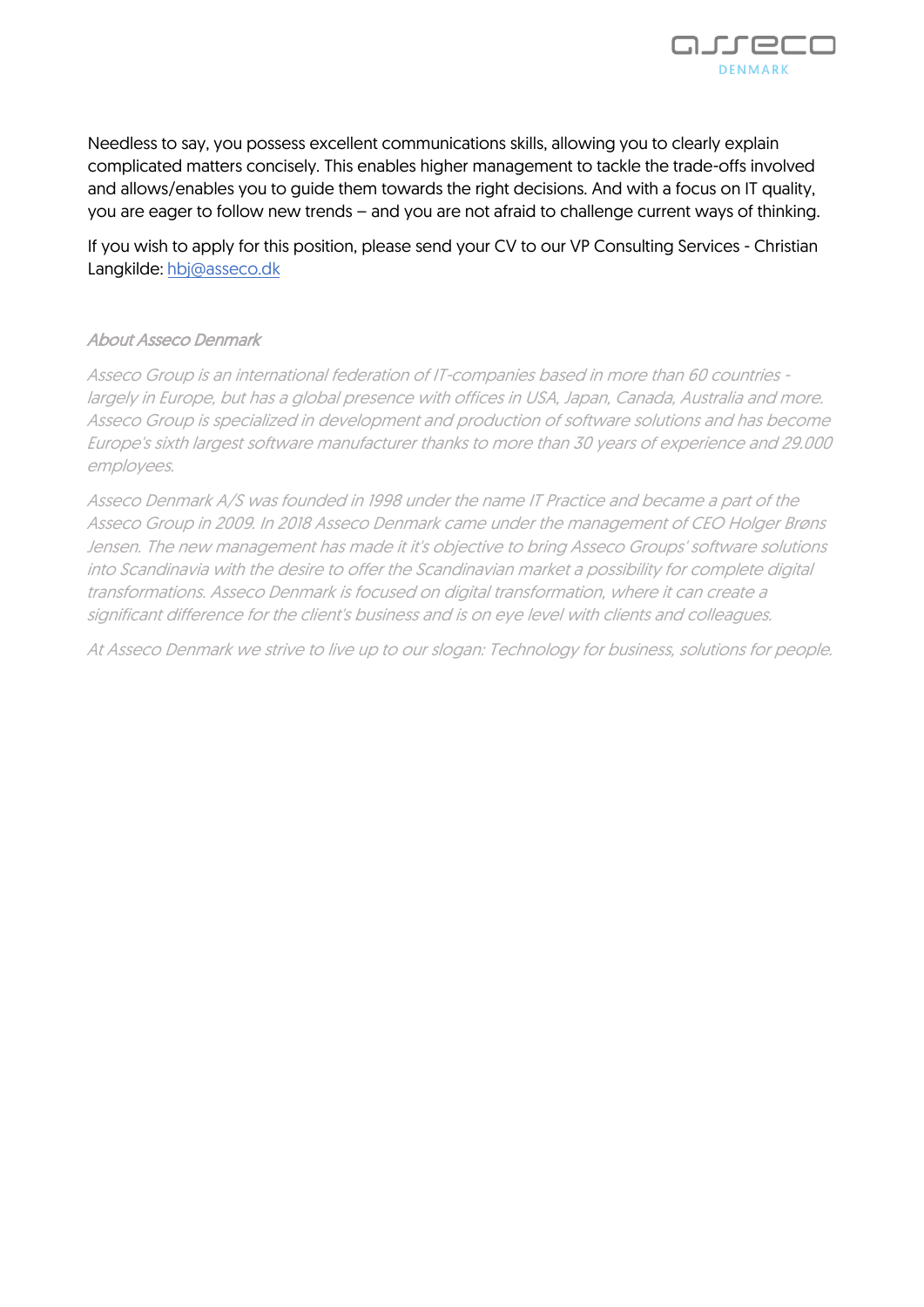Needless to say, you possess excellent communications skills, allowing you to clearly explain complicated matters concisely. This enables higher management to tackle the trade-offs involved and allows/enables you to guide them towards the right decisions. And with a focus on IT quality, you are eager to follow new trends – and you are not afraid to challenge current ways of thinking.

If you wish to apply for this position, please send your CV to our VP Consulting Services - Christian Langkilde: [hbj@asseco.dk](mailto:hbj@asseco.dk)

*About Asseco Denmark*

*Asseco Group is an international federation of IT-companies based in more than 60 countries - largely in Europe, but has a global presence with offices in USA, Japan, Canada, Australia and more. Asseco Group is specialized in development and production of software solutions and has become Europe's sixth largest software manufacturer thanks to more than 30 years of experience and 29.000 employees.*

*Asseco Denmark A/S was founded in 1998 under the name IT Practice and became a part of the Asseco Group in 2009. In 2018 Asseco Denmark came under the management of CEO Holger Brøns Jensen. The new management has made it it's objective to bring Asseco Groups' software solutions into Scandinavia with the desire to offer the Scandinavian market a possibility for complete digital transformations. Asseco Denmark is focused on digital transformation, where it can create a significant difference for the client's business and is on eye level with clients and colleagues.*

*At Asseco Denmark we strive to live up to our slogan: Technology for business, solutions for people.*